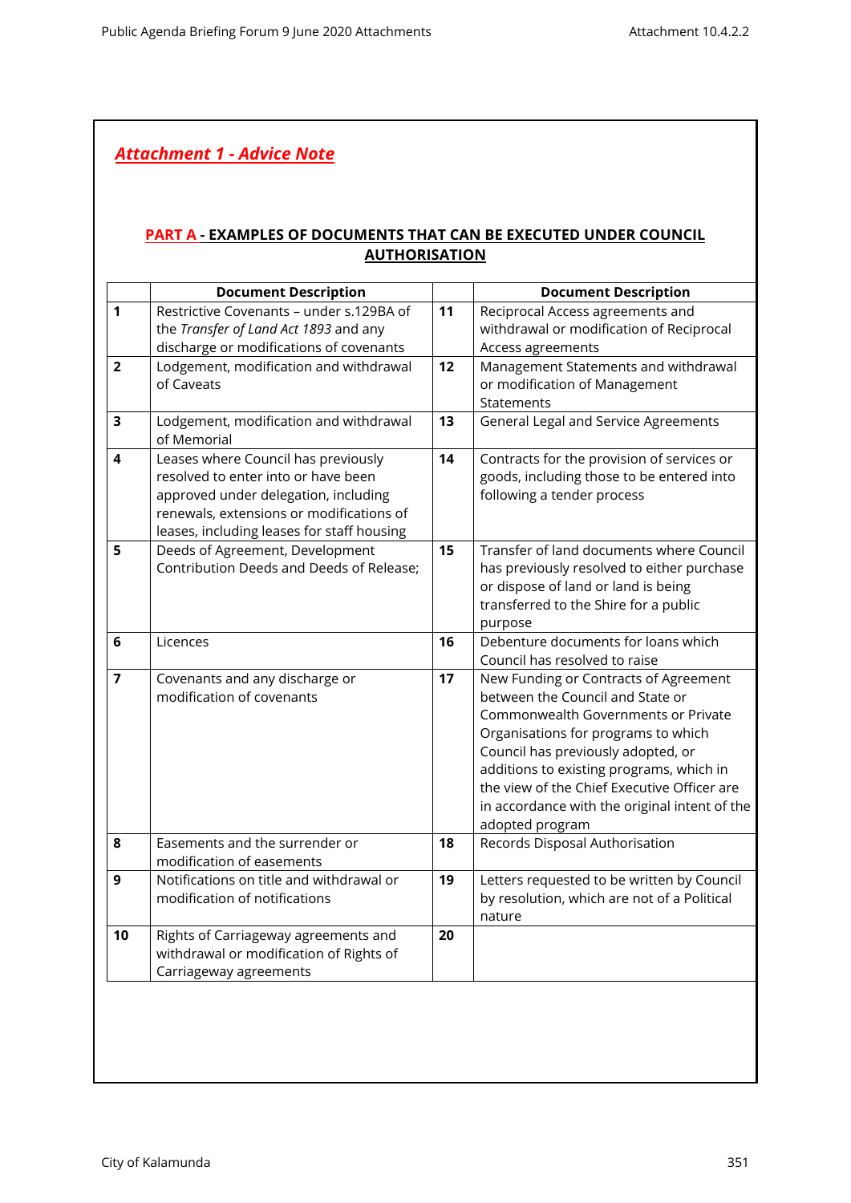***Attachment 1 - Advice Note***

## PART A - EXAMPLES OF DOCUMENTS THAT CAN BE EXECUTED UNDER COUNCIL AUTHORISATION

| | Document Description | | Document Description |
|---|---|---|---|
| **1** | Restrictive Covenants – under s.129BA of the *Transfer of Land Act 1893* and any discharge or modifications of covenants | **11** | Reciprocal Access agreements and withdrawal or modification of Reciprocal Access agreements |
| **2** | Lodgement, modification and withdrawal of Caveats | **12** | Management Statements and withdrawal or modification of Management Statements |
| **3** | Lodgement, modification and withdrawal of Memorial | **13** | General Legal and Service Agreements |
| **4** | Leases where Council has previously resolved to enter into or have been approved under delegation, including renewals, extensions or modifications of leases, including leases for staff housing | **14** | Contracts for the provision of services or goods, including those to be entered into following a tender process |
| **5** | Deeds of Agreement, Development Contribution Deeds and Deeds of Release; | **15** | Transfer of land documents where Council has previously resolved to either purchase or dispose of land or land is being transferred to the Shire for a public purpose |
| **6** | Licences | **16** | Debenture documents for loans which Council has resolved to raise |
| **7** | Covenants and any discharge or modification of covenants | **17** | New Funding or Contracts of Agreement between the Council and State or Commonwealth Governments or Private Organisations for programs to which Council has previously adopted, or additions to existing programs, which in the view of the Chief Executive Officer are in accordance with the original intent of the adopted program |
| **8** | Easements and the surrender or modification of easements | **18** | Records Disposal Authorisation |
| **9** | Notifications on title and withdrawal or modification of notifications | **19** | Letters requested to be written by Council by resolution, which are not of a Political nature |
| **10** | Rights of Carriageway agreements and withdrawal or modification of Rights of Carriageway agreements | **20** | |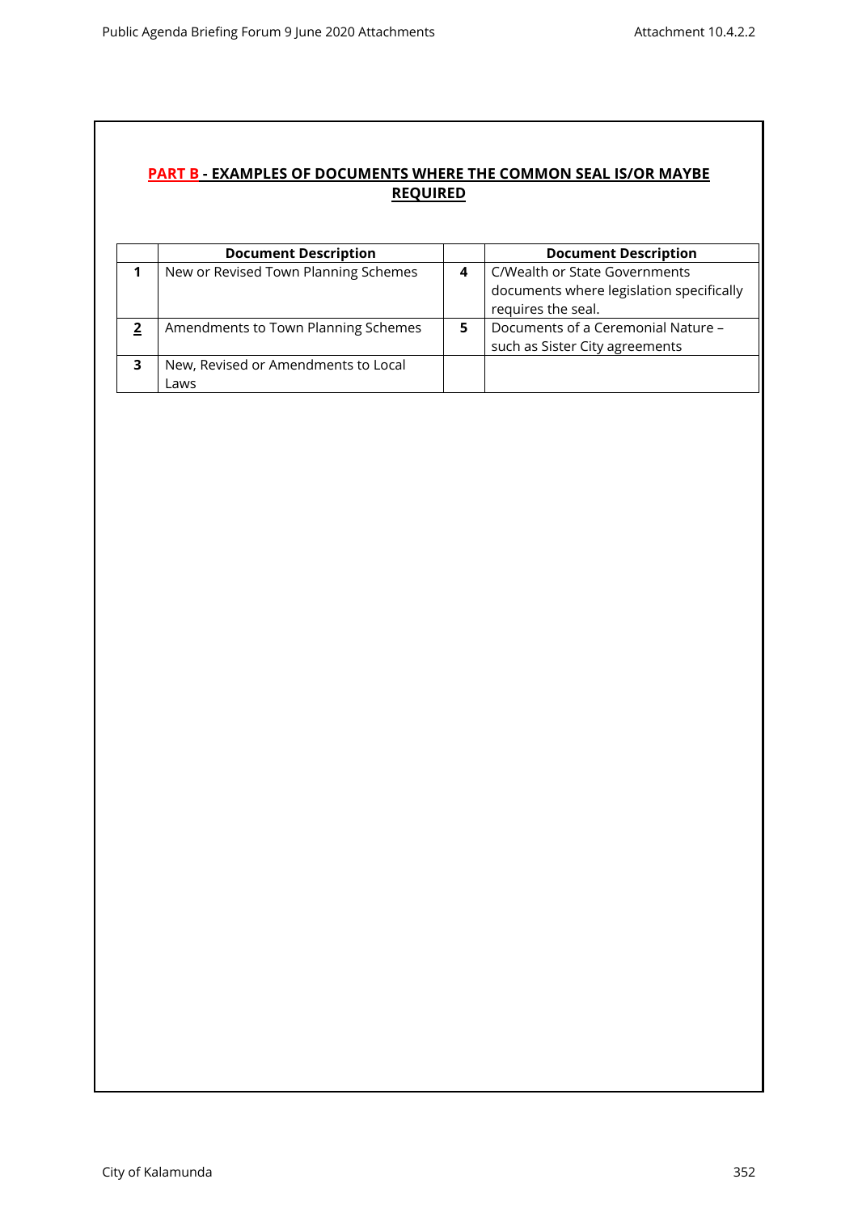## PART B - EXAMPLES OF DOCUMENTS WHERE THE COMMON SEAL IS/OR MAYBE REQUIRED

| | Document Description | | Document Description |
|---|---|---|---|
| **1** | New or Revised Town Planning Schemes | **4** | C/Wealth or State Governments documents where legislation specifically requires the seal. |
| **2** | Amendments to Town Planning Schemes | **5** | Documents of a Ceremonial Nature – such as Sister City agreements |
| **3** | New, Revised or Amendments to Local Laws | | |